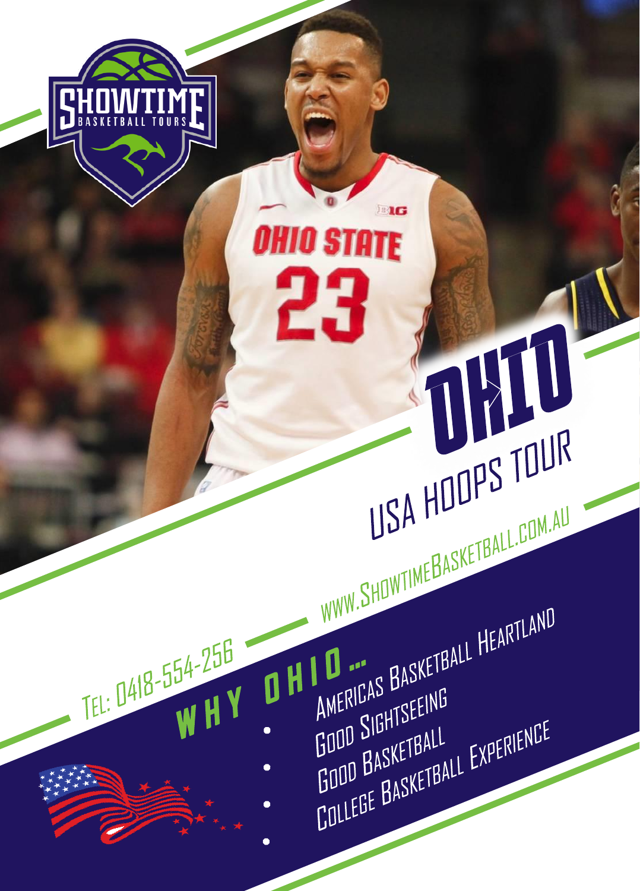# Showtime Basketball Tours

# OHIO

## USA HOOPS TOUR

www.ShowtimeBasketball.com.au

Tel: 0418-554-256

## WHY OHIO...

- Americas Basketball Heartland
- Good Sightseeing
- Good Basketball
- College Basketball Experience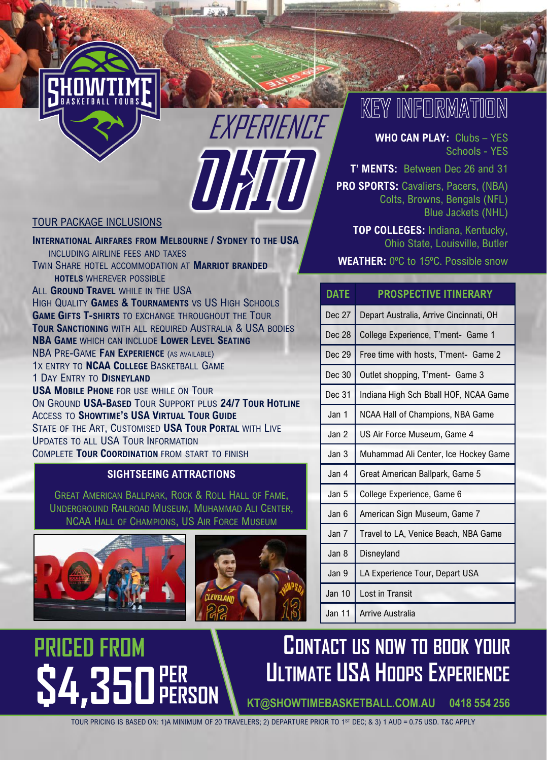# EXPERIENCE OHIO

## KEY INFORMATION

**WHO CAN PLAY:** Clubs – YES
Schools - YES

**T' MENTS:** Between Dec 26 and 31

**PRO SPORTS:** Cavaliers, Pacers, (NBA)
Colts, Browns, Bengals (NFL)
Blue Jackets (NHL)

**TOP COLLEGES:** Indiana, Kentucky, Ohio State, Louisville, Butler

**WEATHER:** 0ºC to 15ºC. Possible snow

## TOUR PACKAGE INCLUSIONS

- **International Airfares from Melbourne / Sydney to the USA** including airline fees and taxes
- Twin Share hotel accommodation at **Marriot branded hotels** wherever possible
- All **Ground Travel** while in the USA
- High Quality **Games & Tournaments** vs US High Schools
- **Game Gifts T-shirts** to exchange throughout the Tour
- **Tour Sanctioning** with all required Australia & USA bodies
- **NBA Game** which can include **Lower Level Seating**
- NBA Pre-Game **Fan Experience** (as available)
- 1x entry to **NCAA College** Basketball Game
- 1 Day Entry to **Disneyland**
- **USA Mobile Phone** for use while on Tour
- On Ground **USA-Based** Tour Support plus **24/7 Tour Hotline**
- Access to **Showtime's USA Virtual Tour Guide**
- State of the Art, Customised **USA Tour Portal** with Live Updates to all USA Tour Information
- Complete **Tour Coordination** from start to finish

### SIGHTSEEING ATTRACTIONS

Great American Ballpark, Rock & Roll Hall of Fame, Underground Railroad Museum, Muhammad Ali Center, NCAA Hall of Champions, US Air Force Museum

| DATE | PROSPECTIVE ITINERARY |
|---|---|
| Dec 27 | Depart Australia, Arrive Cincinnati, OH |
| Dec 28 | College Experience, T'ment- Game 1 |
| Dec 29 | Free time with hosts, T'ment- Game 2 |
| Dec 30 | Outlet shopping, T'ment- Game 3 |
| Dec 31 | Indiana High Sch Bball HOF, NCAA Game |
| Jan 1 | NCAA Hall of Champions, NBA Game |
| Jan 2 | US Air Force Museum, Game 4 |
| Jan 3 | Muhammad Ali Center, Ice Hockey Game |
| Jan 4 | Great American Ballpark, Game 5 |
| Jan 5 | College Experience, Game 6 |
| Jan 6 | American Sign Museum, Game 7 |
| Jan 7 | Travel to LA, Venice Beach, NBA Game |
| Jan 8 | Disneyland |
| Jan 9 | LA Experience Tour, Depart USA |
| Jan 10 | Lost in Transit |
| Jan 11 | Arrive Australia |

## PRICED FROM $4,350 PER PERSON

## Contact us now to book your Ultimate USA Hoops Experience

KT@SHOWTIMEBASKETBALL.COM.AU 0418 554 256

TOUR PRICING IS BASED ON: 1)A MINIMUM OF 20 TRAVELERS; 2) DEPARTURE PRIOR TO 1ST DEC; & 3) 1 AUD = 0.75 USD. T&C APPLY